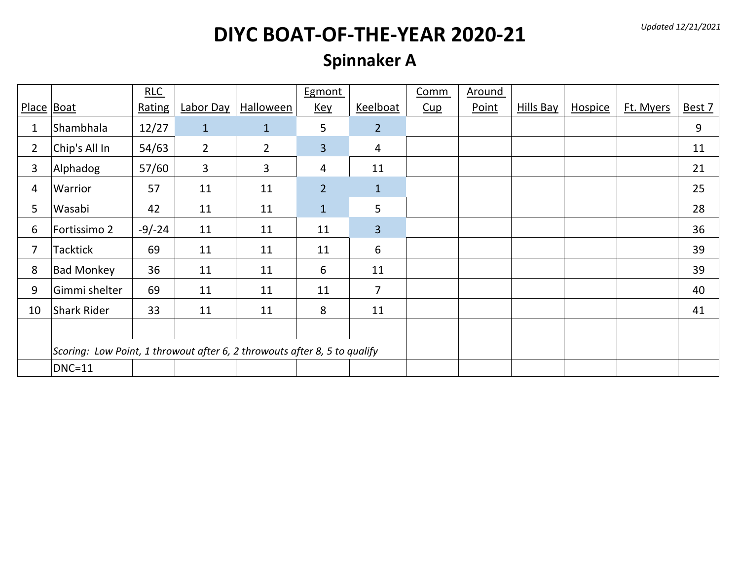*Updated 12/21/2021*

# DIYC BOAT-OF-THE-YEAR 2020-21

## Spinnaker A

| Place | Boat | RLC Rating | Labor Day | Halloween | Egmont Key | Keelboat | Comm Cup | Around Point | Hills Bay | Hospice | Ft. Myers | Best 7 |
|---|---|---|---|---|---|---|---|---|---|---|---|---|
| 1 | Shambhala | 12/27 | 1 | 1 | 5 | 2 | | | | | | 9 |
| 2 | Chip's All In | 54/63 | 2 | 2 | 3 | 4 | | | | | | 11 |
| 3 | Alphadog | 57/60 | 3 | 3 | 4 | 11 | | | | | | 21 |
| 4 | Warrior | 57 | 11 | 11 | 2 | 1 | | | | | | 25 |
| 5 | Wasabi | 42 | 11 | 11 | 1 | 5 | | | | | | 28 |
| 6 | Fortissimo 2 | -9/-24 | 11 | 11 | 11 | 3 | | | | | | 36 |
| 7 | Tacktick | 69 | 11 | 11 | 11 | 6 | | | | | | 39 |
| 8 | Bad Monkey | 36 | 11 | 11 | 6 | 11 | | | | | | 39 |
| 9 | Gimmi shelter | 69 | 11 | 11 | 11 | 7 | | | | | | 40 |
| 10 | Shark Rider | 33 | 11 | 11 | 8 | 11 | | | | | | 41 |
| | | | | | | | | | | | | |
| | *Scoring: Low Point, 1 throwout after 6, 2 throwouts after 8, 5 to qualify* | | | | | | | | | | | |
| | DNC=11 | | | | | | | | | | | |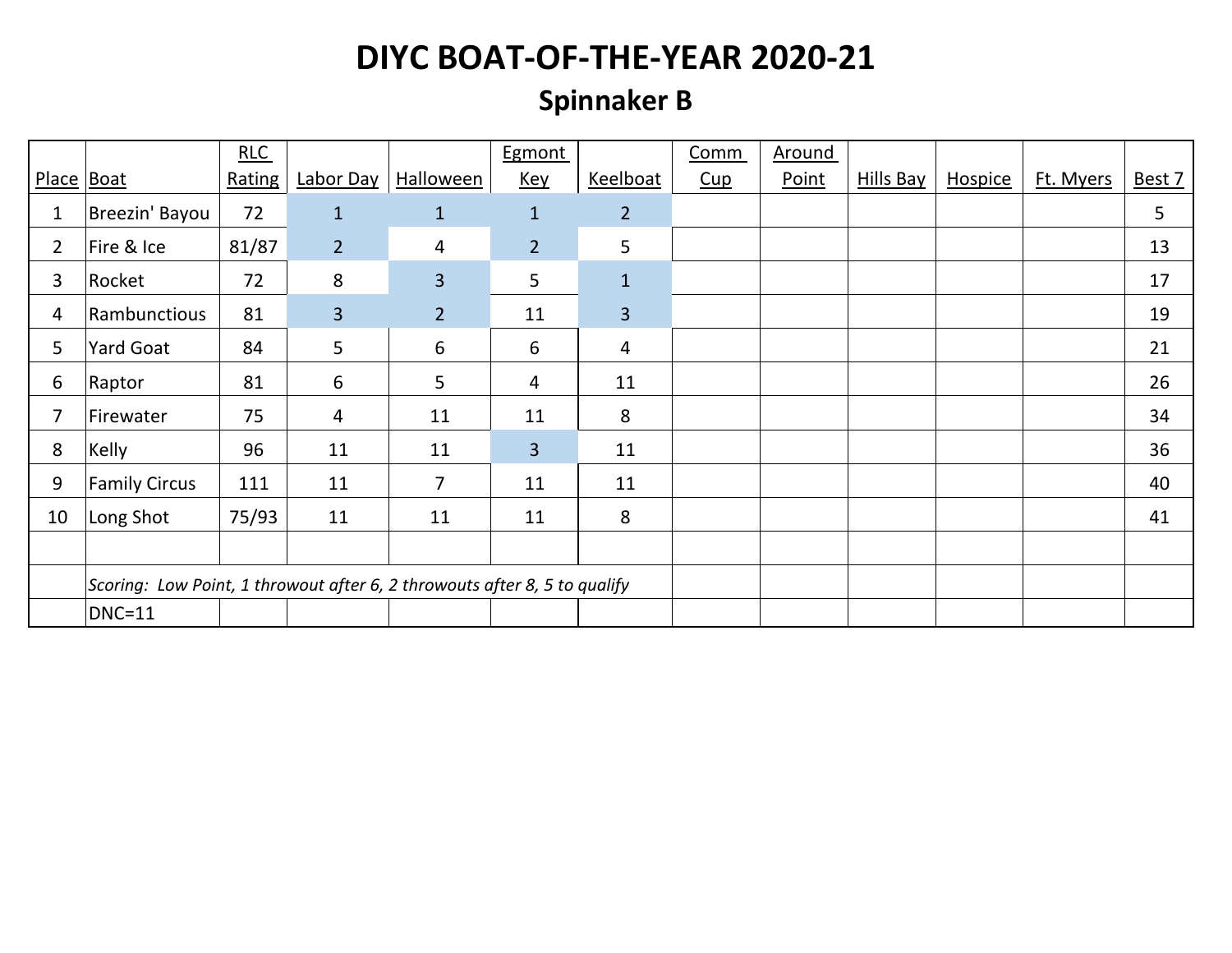# DIYC BOAT-OF-THE-YEAR 2020-21

## Spinnaker B

| Place | Boat | RLC Rating | Labor Day | Halloween | Egmont Key | Keelboat | Comm Cup | Around Point | Hills Bay | Hospice | Ft. Myers | Best 7 |
|---|---|---|---|---|---|---|---|---|---|---|---|---|
| 1 | Breezin' Bayou | 72 | 1 | 1 | 1 | 2 | | | | | | 5 |
| 2 | Fire & Ice | 81/87 | 2 | 4 | 2 | 5 | | | | | | 13 |
| 3 | Rocket | 72 | 8 | 3 | 5 | 1 | | | | | | 17 |
| 4 | Rambunctious | 81 | 3 | 2 | 11 | 3 | | | | | | 19 |
| 5 | Yard Goat | 84 | 5 | 6 | 6 | 4 | | | | | | 21 |
| 6 | Raptor | 81 | 6 | 5 | 4 | 11 | | | | | | 26 |
| 7 | Firewater | 75 | 4 | 11 | 11 | 8 | | | | | | 34 |
| 8 | Kelly | 96 | 11 | 11 | 3 | 11 | | | | | | 36 |
| 9 | Family Circus | 111 | 11 | 7 | 11 | 11 | | | | | | 40 |
| 10 | Long Shot | 75/93 | 11 | 11 | 11 | 8 | | | | | | 41 |

*Scoring: Low Point, 1 throwout after 6, 2 throwouts after 8, 5 to qualify*

DNC=11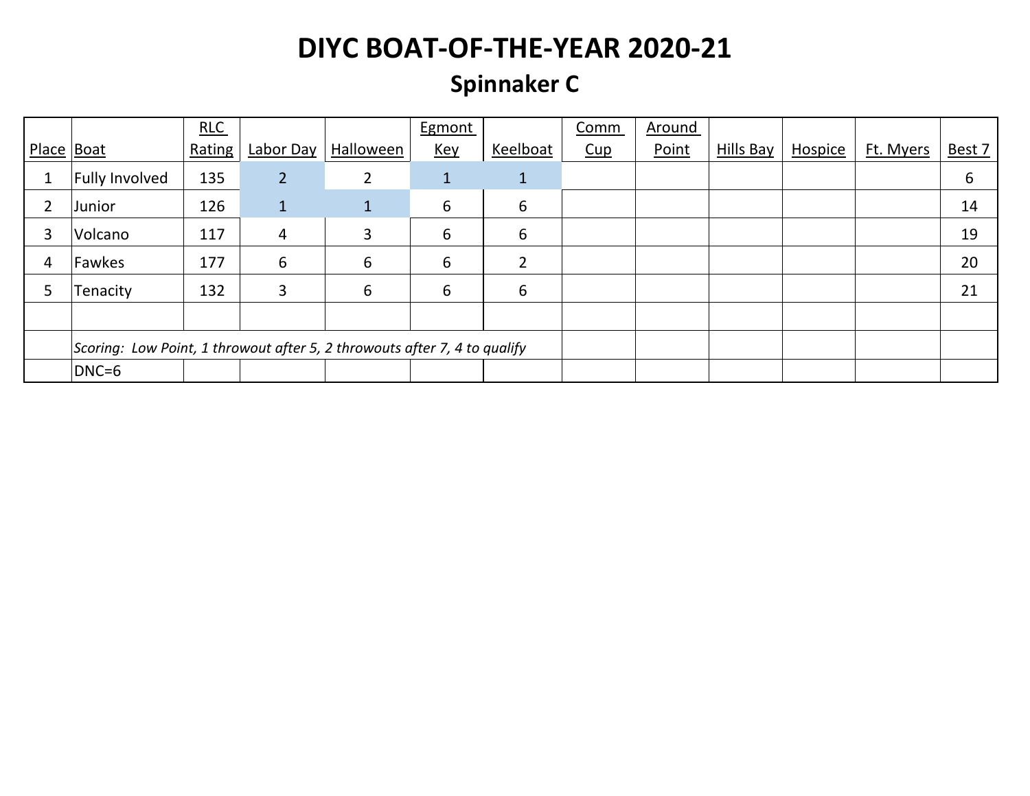# DIYC BOAT-OF-THE-YEAR 2020-21

## Spinnaker C

| Place | Boat | RLC Rating | Labor Day | Halloween | Egmont Key | Keelboat | Comm Cup | Around Point | Hills Bay | Hospice | Ft. Myers | Best 7 |
|---|---|---|---|---|---|---|---|---|---|---|---|---|
| 1 | Fully Involved | 135 | 2 | 2 | 1 | 1 | | | | | | 6 |
| 2 | Junior | 126 | 1 | 1 | 6 | 6 | | | | | | 14 |
| 3 | Volcano | 117 | 4 | 3 | 6 | 6 | | | | | | 19 |
| 4 | Fawkes | 177 | 6 | 6 | 6 | 2 | | | | | | 20 |
| 5 | Tenacity | 132 | 3 | 6 | 6 | 6 | | | | | | 21 |
| | | | | | | | | | | | | |
| | *Scoring: Low Point, 1 throwout after 5, 2 throwouts after 7, 4 to qualify* | | | | | | | | | | | |
| | DNC=6 | | | | | | | | | | | |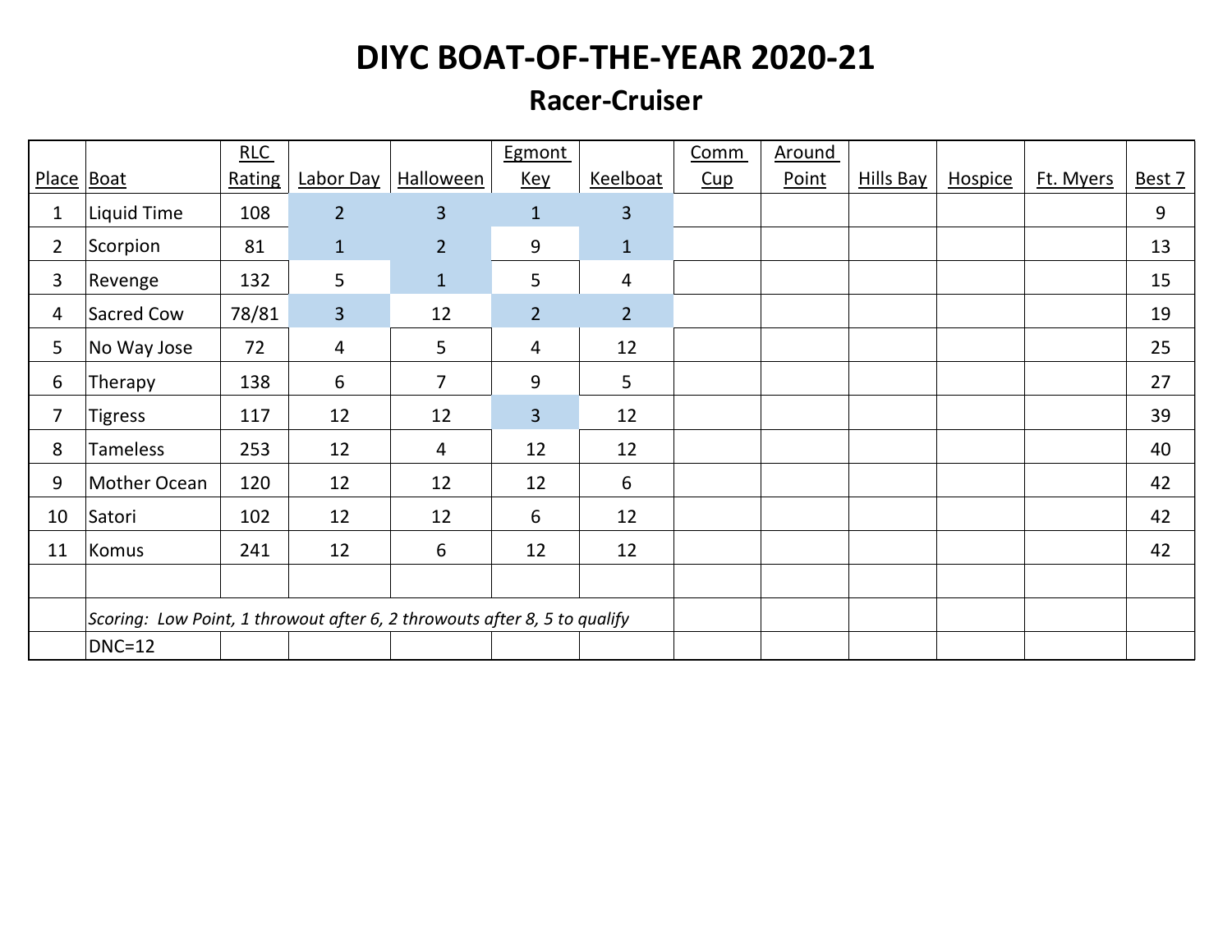# DIYC BOAT-OF-THE-YEAR 2020-21

## Racer-Cruiser

| Place | Boat | RLC Rating | Labor Day | Halloween | Egmont Key | Keelboat | Comm Cup | Around Point | Hills Bay | Hospice | Ft. Myers | Best 7 |
|---|---|---|---|---|---|---|---|---|---|---|---|---|
| 1 | Liquid Time | 108 | 2 | 3 | 1 | 3 | | | | | | 9 |
| 2 | Scorpion | 81 | 1 | 2 | 9 | 1 | | | | | | 13 |
| 3 | Revenge | 132 | 5 | 1 | 5 | 4 | | | | | | 15 |
| 4 | Sacred Cow | 78/81 | 3 | 12 | 2 | 2 | | | | | | 19 |
| 5 | No Way Jose | 72 | 4 | 5 | 4 | 12 | | | | | | 25 |
| 6 | Therapy | 138 | 6 | 7 | 9 | 5 | | | | | | 27 |
| 7 | Tigress | 117 | 12 | 12 | 3 | 12 | | | | | | 39 |
| 8 | Tameless | 253 | 12 | 4 | 12 | 12 | | | | | | 40 |
| 9 | Mother Ocean | 120 | 12 | 12 | 12 | 6 | | | | | | 42 |
| 10 | Satori | 102 | 12 | 12 | 6 | 12 | | | | | | 42 |
| 11 | Komus | 241 | 12 | 6 | 12 | 12 | | | | | | 42 |
| | | | | | | | | | | | | |
| | *Scoring: Low Point, 1 throwout after 6, 2 throwouts after 8, 5 to qualify* | | | | | | | | | | | |
| | DNC=12 | | | | | | | | | | | |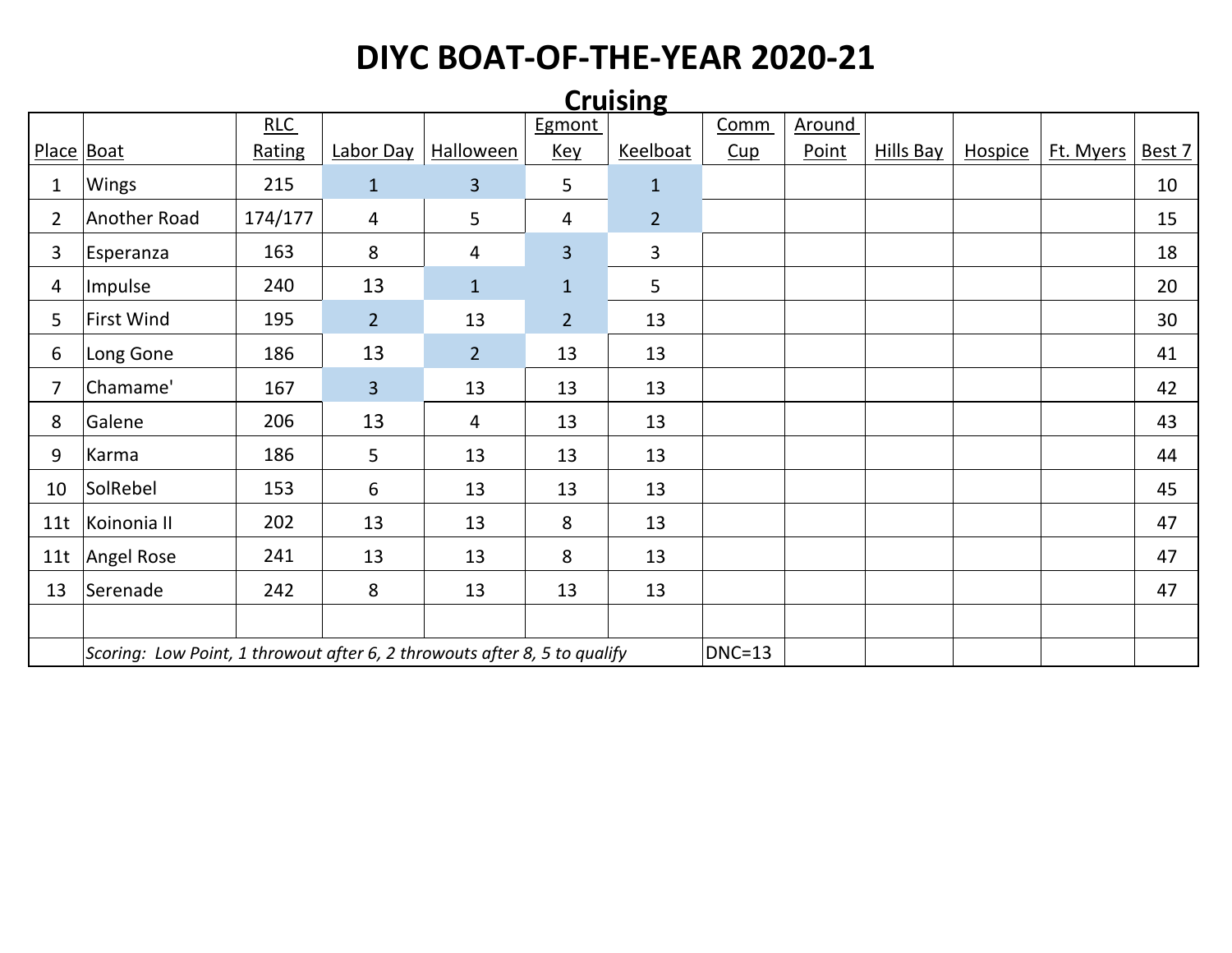# DIYC BOAT-OF-THE-YEAR 2020-21

## Cruising

| Place | Boat | RLC Rating | Labor Day | Halloween | Egmont Key | Keelboat | Comm Cup | Around Point | Hills Bay | Hospice | Ft. Myers | Best 7 |
|---|---|---|---|---|---|---|---|---|---|---|---|---|
| 1 | Wings | 215 | 1 | 3 | 5 | 1 | | | | | | 10 |
| 2 | Another Road | 174/177 | 4 | 5 | 4 | 2 | | | | | | 15 |
| 3 | Esperanza | 163 | 8 | 4 | 3 | 3 | | | | | | 18 |
| 4 | Impulse | 240 | 13 | 1 | 1 | 5 | | | | | | 20 |
| 5 | First Wind | 195 | 2 | 13 | 2 | 13 | | | | | | 30 |
| 6 | Long Gone | 186 | 13 | 2 | 13 | 13 | | | | | | 41 |
| 7 | Chamame' | 167 | 3 | 13 | 13 | 13 | | | | | | 42 |
| 8 | Galene | 206 | 13 | 4 | 13 | 13 | | | | | | 43 |
| 9 | Karma | 186 | 5 | 13 | 13 | 13 | | | | | | 44 |
| 10 | SolRebel | 153 | 6 | 13 | 13 | 13 | | | | | | 45 |
| 11t | Koinonia II | 202 | 13 | 13 | 8 | 13 | | | | | | 47 |
| 11t | Angel Rose | 241 | 13 | 13 | 8 | 13 | | | | | | 47 |
| 13 | Serenade | 242 | 8 | 13 | 13 | 13 | | | | | | 47 |
| | | | | | | | | | | | | |
| | *Scoring: Low Point, 1 throwout after 6, 2 throwouts after 8, 5 to qualify* | | | | | | DNC=13 | | | | | |